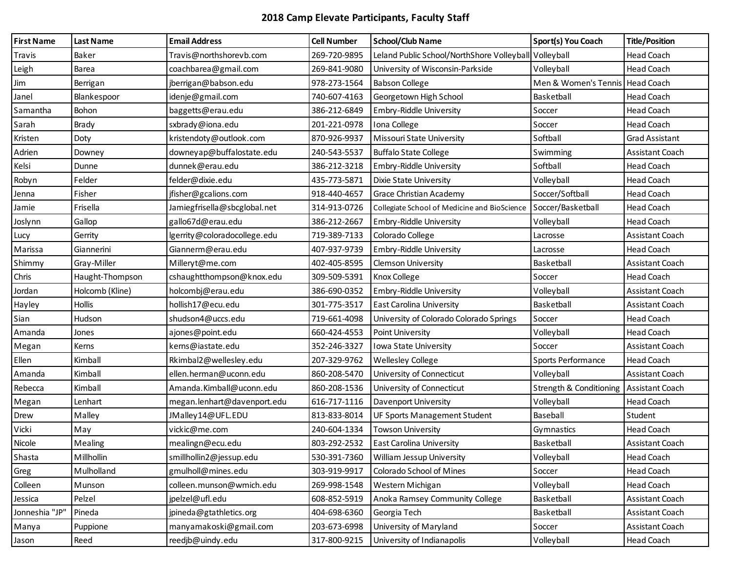# 2018 Camp Elevate Participants, Faculty Staff

| First Name | Last Name | Email Address | Cell Number | School/Club Name | Sport(s) You Coach | Title/Position |
|---|---|---|---|---|---|---|
| Travis | Baker | Travis@northshorevb.com | 269-720-9895 | Leland Public School/NorthShore Volleyball | Volleyball | Head Coach |
| Leigh | Barea | coachbarea@gmail.com | 269-841-9080 | University of Wisconsin-Parkside | Volleyball | Head Coach |
| Jim | Berrigan | jberrigan@babson.edu | 978-273-1564 | Babson College | Men & Women's Tennis | Head Coach |
| Janel | Blankespoor | idenje@gmail.com | 740-607-4163 | Georgetown High School | Basketball | Head Coach |
| Samantha | Bohon | baggetts@erau.edu | 386-212-6849 | Embry-Riddle University | Soccer | Head Coach |
| Sarah | Brady | sxbrady@iona.edu | 201-221-0978 | Iona College | Soccer | Head Coach |
| Kristen | Doty | kristendoty@outlook.com | 870-926-9937 | Missouri State University | Softball | Grad Assistant |
| Adrien | Downey | downeyap@buffalostate.edu | 240-543-5537 | Buffalo State College | Swimming | Assistant Coach |
| Kelsi | Dunne | dunnek@erau.edu | 386-212-3218 | Embry-Riddle University | Softball | Head Coach |
| Robyn | Felder | felder@dixie.edu | 435-773-5871 | Dixie State University | Volleyball | Head Coach |
| Jenna | Fisher | jfisher@gcalions.com | 918-440-4657 | Grace Christian Academy | Soccer/Softball | Head Coach |
| Jamie | Frisella | Jamiegfrisella@sbcglobal.net | 314-913-0726 | Collegiate School of Medicine and BioScience | Soccer/Basketball | Head Coach |
| Joslynn | Gallop | gallo67d@erau.edu | 386-212-2667 | Embry-Riddle University | Volleyball | Head Coach |
| Lucy | Gerrity | lgerrity@coloradocollege.edu | 719-389-7133 | Colorado College | Lacrosse | Assistant Coach |
| Marissa | Giannerini | Giannerm@erau.edu | 407-937-9739 | Embry-Riddle University | Lacrosse | Head Coach |
| Shimmy | Gray-Miller | Milleryt@me.com | 402-405-8595 | Clemson University | Basketball | Assistant Coach |
| Chris | Haught-Thompson | cshaughtthompson@knox.edu | 309-509-5391 | Knox College | Soccer | Head Coach |
| Jordan | Holcomb (Kline) | holcombj@erau.edu | 386-690-0352 | Embry-Riddle University | Volleyball | Assistant Coach |
| Hayley | Hollis | hollish17@ecu.edu | 301-775-3517 | East Carolina University | Basketball | Assistant Coach |
| Sian | Hudson | shudson4@uccs.edu | 719-661-4098 | University of Colorado Colorado Springs | Soccer | Head Coach |
| Amanda | Jones | ajones@point.edu | 660-424-4553 | Point University | Volleyball | Head Coach |
| Megan | Kerns | kerns@iastate.edu | 352-246-3327 | Iowa State University | Soccer | Assistant Coach |
| Ellen | Kimball | Rkimbal2@wellesley.edu | 207-329-9762 | Wellesley College | Sports Performance | Head Coach |
| Amanda | Kimball | ellen.herman@uconn.edu | 860-208-5470 | University of Connecticut | Volleyball | Assistant Coach |
| Rebecca | Kimball | Amanda.Kimball@uconn.edu | 860-208-1536 | University of Connecticut | Strength & Conditioning | Assistant Coach |
| Megan | Lenhart | megan.lenhart@davenport.edu | 616-717-1116 | Davenport University | Volleyball | Head Coach |
| Drew | Malley | JMalley14@UFL.EDU | 813-833-8014 | UF Sports Management Student | Baseball | Student |
| Vicki | May | vickic@me.com | 240-604-1334 | Towson University | Gymnastics | Head Coach |
| Nicole | Mealing | mealingn@ecu.edu | 803-292-2532 | East Carolina University | Basketball | Assistant Coach |
| Shasta | Millhollin | smillhollin2@jessup.edu | 530-391-7360 | William Jessup University | Volleyball | Head Coach |
| Greg | Mulholland | gmulholl@mines.edu | 303-919-9917 | Colorado School of Mines | Soccer | Head Coach |
| Colleen | Munson | colleen.munson@wmich.edu | 269-998-1548 | Western Michigan | Volleyball | Head Coach |
| Jessica | Pelzel | jpelzel@ufl.edu | 608-852-5919 | Anoka Ramsey Community College | Basketball | Assistant Coach |
| Jonneshia "JP" | Pineda | jpineda@gtathletics.org | 404-698-6360 | Georgia Tech | Basketball | Assistant Coach |
| Manya | Puppione | manyamakoski@gmail.com | 203-673-6998 | University of Maryland | Soccer | Assistant Coach |
| Jason | Reed | reedjb@uindy.edu | 317-800-9215 | University of Indianapolis | Volleyball | Head Coach |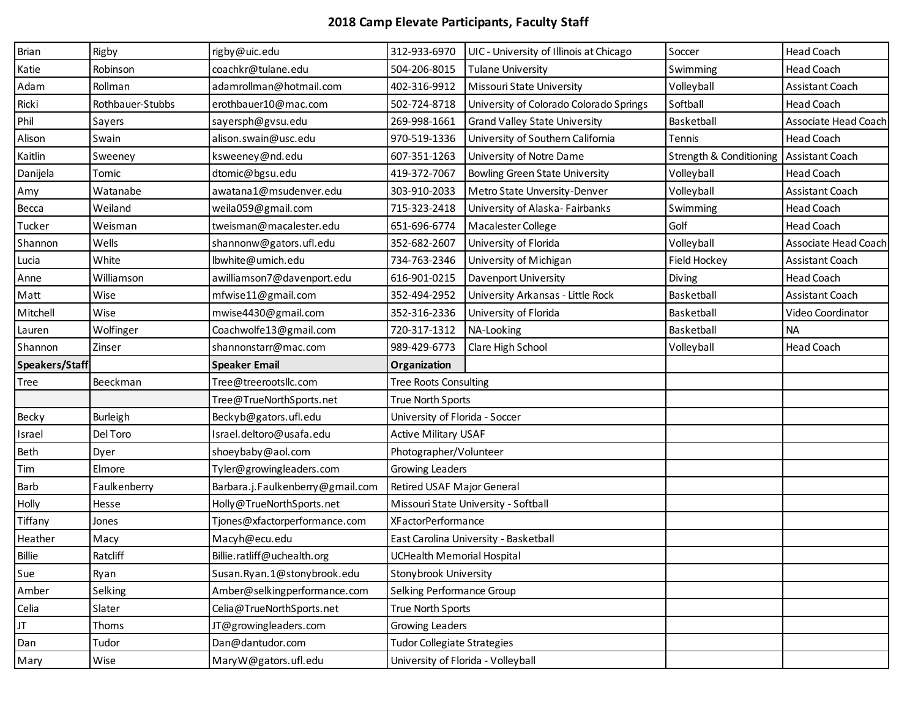## 2018 Camp Elevate Participants, Faculty Staff

| | | | | | | |
|---|---|---|---|---|---|---|
| Brian | Rigby | rigby@uic.edu | 312-933-6970 | UIC - University of Illinois at Chicago | Soccer | Head Coach |
| Katie | Robinson | coachkr@tulane.edu | 504-206-8015 | Tulane University | Swimming | Head Coach |
| Adam | Rollman | adamrollman@hotmail.com | 402-316-9912 | Missouri State University | Volleyball | Assistant Coach |
| Ricki | Rothbauer-Stubbs | erothbauer10@mac.com | 502-724-8718 | University of Colorado Colorado Springs | Softball | Head Coach |
| Phil | Sayers | sayersph@gvsu.edu | 269-998-1661 | Grand Valley State University | Basketball | Associate Head Coach |
| Alison | Swain | alison.swain@usc.edu | 970-519-1336 | University of Southern California | Tennis | Head Coach |
| Kaitlin | Sweeney | ksweeney@nd.edu | 607-351-1263 | University of Notre Dame | Strength & Conditioning | Assistant Coach |
| Danijela | Tomic | dtomic@bgsu.edu | 419-372-7067 | Bowling Green State University | Volleyball | Head Coach |
| Amy | Watanabe | awatana1@msudenver.edu | 303-910-2033 | Metro State Unversity-Denver | Volleyball | Assistant Coach |
| Becca | Weiland | weila059@gmail.com | 715-323-2418 | University of Alaska- Fairbanks | Swimming | Head Coach |
| Tucker | Weisman | tweisman@macalester.edu | 651-696-6774 | Macalester College | Golf | Head Coach |
| Shannon | Wells | shannonw@gators.ufl.edu | 352-682-2607 | University of Florida | Volleyball | Associate Head Coach |
| Lucia | White | lbwhite@umich.edu | 734-763-2346 | University of Michigan | Field Hockey | Assistant Coach |
| Anne | Williamson | awilliamson7@davenport.edu | 616-901-0215 | Davenport University | Diving | Head Coach |
| Matt | Wise | mfwise11@gmail.com | 352-494-2952 | University Arkansas - Little Rock | Basketball | Assistant Coach |
| Mitchell | Wise | mwise4430@gmail.com | 352-316-2336 | University of Florida | Basketball | Video Coordinator |
| Lauren | Wolfinger | Coachwolfe13@gmail.com | 720-317-1312 | NA-Looking | Basketball | NA |
| Shannon | Zinser | shannonstarr@mac.com | 989-429-6773 | Clare High School | Volleyball | Head Coach |
| **Speakers/Staff** | | **Speaker Email** | **Organization** | | | |
| Tree | Beeckman | Tree@treerootsllc.com | Tree Roots Consulting | | | |
| | | Tree@TrueNorthSports.net | True North Sports | | | |
| Becky | Burleigh | Beckyb@gators.ufl.edu | University of Florida - Soccer | | | |
| Israel | Del Toro | Israel.deltoro@usafa.edu | Active Military USAF | | | |
| Beth | Dyer | shoeybaby@aol.com | Photographer/Volunteer | | | |
| Tim | Elmore | Tyler@growingleaders.com | Growing Leaders | | | |
| Barb | Faulkenberry | Barbara.j.Faulkenberry@gmail.com | Retired USAF Major General | | | |
| Holly | Hesse | Holly@TrueNorthSports.net | Missouri State University - Softball | | | |
| Tiffany | Jones | Tjones@xfactorperformance.com | XFactorPerformance | | | |
| Heather | Macy | Macyh@ecu.edu | East Carolina University - Basketball | | | |
| Billie | Ratcliff | Billie.ratliff@uchealth.org | UCHealth Memorial Hospital | | | |
| Sue | Ryan | Susan.Ryan.1@stonybrook.edu | Stonybrook University | | | |
| Amber | Selking | Amber@selkingperformance.com | Selking Performance Group | | | |
| Celia | Slater | Celia@TrueNorthSports.net | True North Sports | | | |
| JT | Thoms | JT@growingleaders.com | Growing Leaders | | | |
| Dan | Tudor | Dan@dantudor.com | Tudor Collegiate Strategies | | | |
| Mary | Wise | MaryW@gators.ufl.edu | University of Florida - Volleyball | | | |